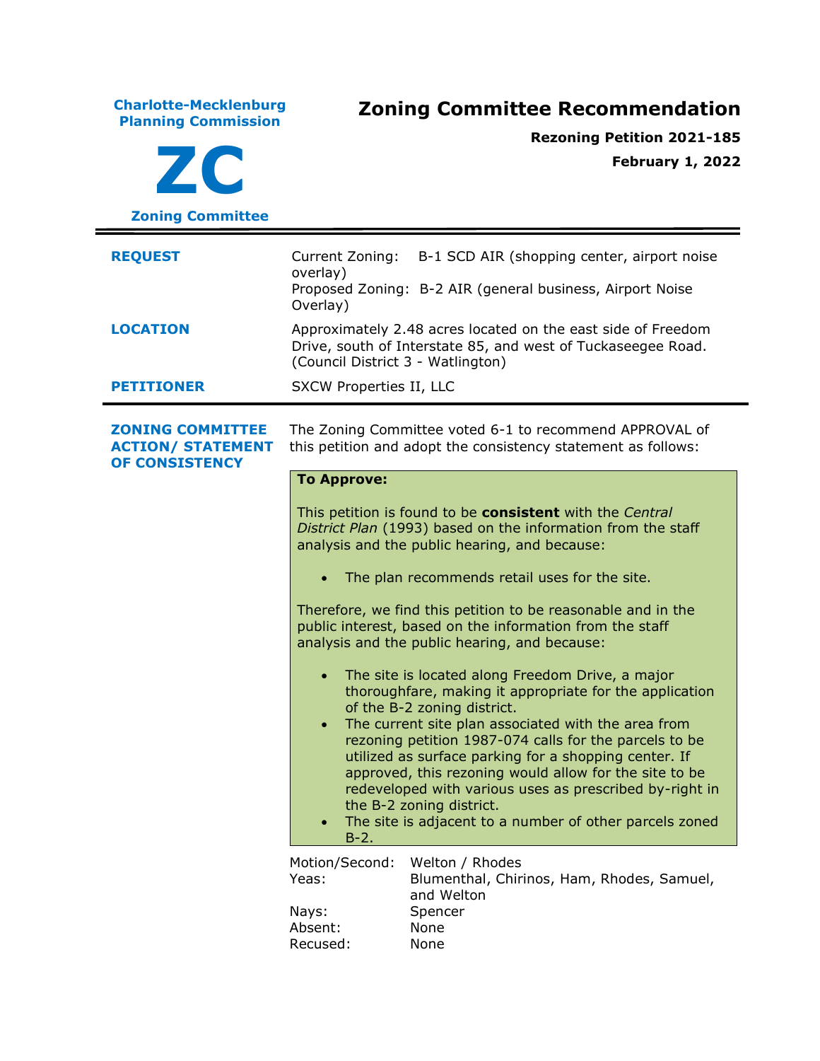Charlote-Mecklenburg Planning Commission

# ZC

Zoning Committee

# Zoning Committee Recommendation

**Rezoning Petition 2021-185**

**February 1, 2022**

| | |
|---|---|
| **REQUEST** | Current Zoning: B-1 SCD AIR (shopping center, airport noise overlay)<br>Proposed Zoning: B-2 AIR (general business, Airport Noise Overlay) |
| **LOCATION** | Approximately 2.48 acres located on the east side of Freedom Drive, south of Interstate 85, and west of Tuckaseegee Road. (Council District 3 - Watlington) |
| **PETITIONER** | SXCW Properties II, LLC |

**ZONING COMMITTEE ACTION/ STATEMENT OF CONSISTENCY**

The Zoning Committee voted 6-1 to recommend APPROVAL of this petition and adopt the consistency statement as follows:

**To Approve:**

This petition is found to be **consistent** with the *Central District Plan* (1993) based on the information from the staff analysis and the public hearing, and because:

- The plan recommends retail uses for the site.

Therefore, we find this petition to be reasonable and in the public interest, based on the information from the staff analysis and the public hearing, and because:

- The site is located along Freedom Drive, a major thoroughfare, making it appropriate for the application of the B-2 zoning district.
- The current site plan associated with the area from rezoning petition 1987-074 calls for the parcels to be utilized as surface parking for a shopping center. If approved, this rezoning would allow for the site to be redeveloped with various uses as prescribed by-right in the B-2 zoning district.
- The site is adjacent to a number of other parcels zoned B-2.

| | |
|---|---|
| Motion/Second: | Welton / Rhodes |
| Yeas: | Blumenthal, Chirinos, Ham, Rhodes, Samuel, and Welton |
| Nays: | Spencer |
| Absent: | None |
| Recused: | None |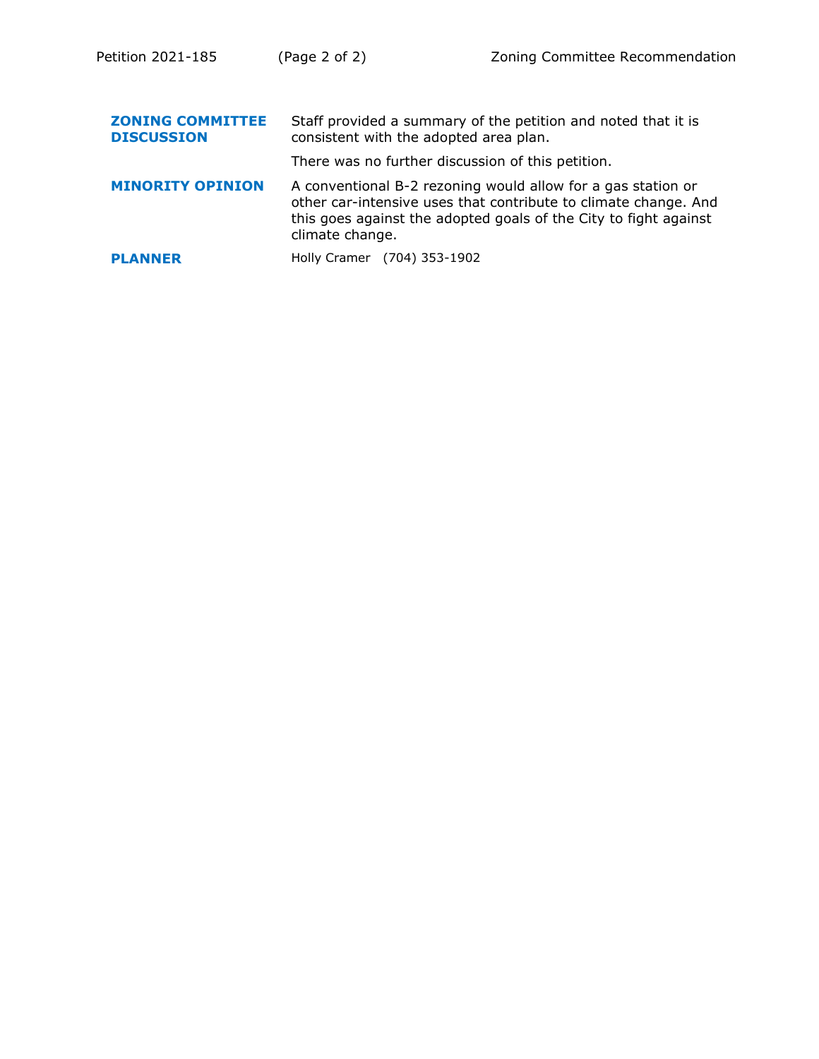| | |
|---|---|
| **ZONING COMMITTEE DISCUSSION** | Staff provided a summary of the petition and noted that it is consistent with the adopted area plan.<br><br>There was no further discussion of this petition. |
| **MINORITY OPINION** | A conventional B-2 rezoning would allow for a gas station or other car-intensive uses that contribute to climate change. And this goes against the adopted goals of the City to fight against climate change. |
| **PLANNER** | Holly Cramer (704) 353-1902 |